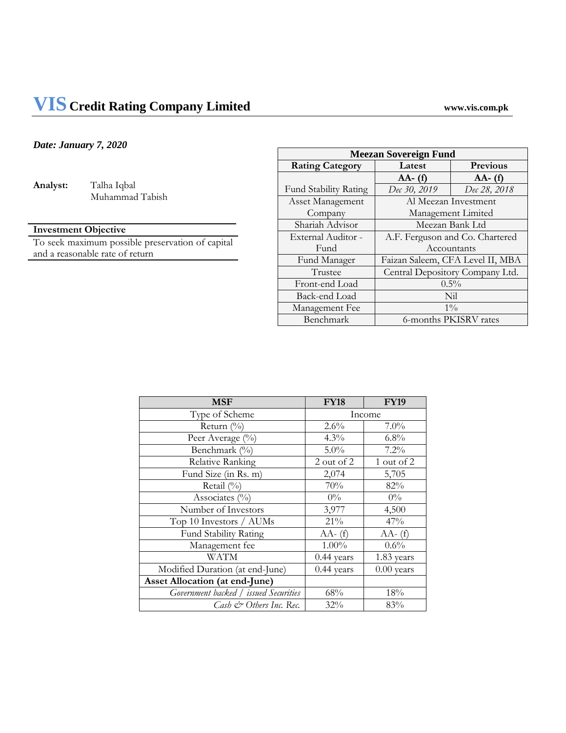# VIS Credit Rating Company Limited

www.vis.com.pk

***Date: January 7, 2020***

**Analyst:** Talha Iqbal
Muhammad Tabish

| Investment Objective |
|---|
| To seek maximum possible preservation of capital and a reasonable rate of return |

| Meezan Sovereign Fund | | |
|---|---|---|
| **Rating Category** | **Latest** | **Previous** |
| Fund Stability Rating | **AA- (f)** | **AA- (f)** |
| | *Dec 30, 2019* | *Dec 28, 2018* |
| Asset Management Company | Al Meezan Investment Management Limited | |
| Shariah Advisor | Meezan Bank Ltd | |
| External Auditor - Fund | A.F. Ferguson and Co. Chartered Accountants | |
| Fund Manager | Faizan Saleem, CFA Level II, MBA | |
| Trustee | Central Depository Company Ltd. | |
| Front-end Load | 0.5% | |
| Back-end Load | Nil | |
| Management Fee | 1% | |
| Benchmark | 6-months PKISRV rates | |

| MSF | FY18 | FY19 |
|---|---|---|
| Type of Scheme | Income | |
| Return (%) | 2.6% | 7.0% |
| Peer Average (%) | 4.3% | 6.8% |
| Benchmark (%) | 5.0% | 7.2% |
| Relative Ranking | 2 out of 2 | 1 out of 2 |
| Fund Size (in Rs. m) | 2,074 | 5,705 |
| Retail (%) | 70% | 82% |
| Associates (%) | 0% | 0% |
| Number of Investors | 3,977 | 4,500 |
| Top 10 Investors / AUMs | 21% | 47% |
| Fund Stability Rating | AA- (f) | AA- (f) |
| Management fee | 1.00% | 0.6% |
| WATM | 0.44 years | 1.83 years |
| Modified Duration (at end-June) | 0.44 years | 0.00 years |
| **Asset Allocation (at end-June)** | | |
| *Government backed / issued Securities* | 68% | 18% |
| *Cash & Others Inc. Rec.* | 32% | 83% |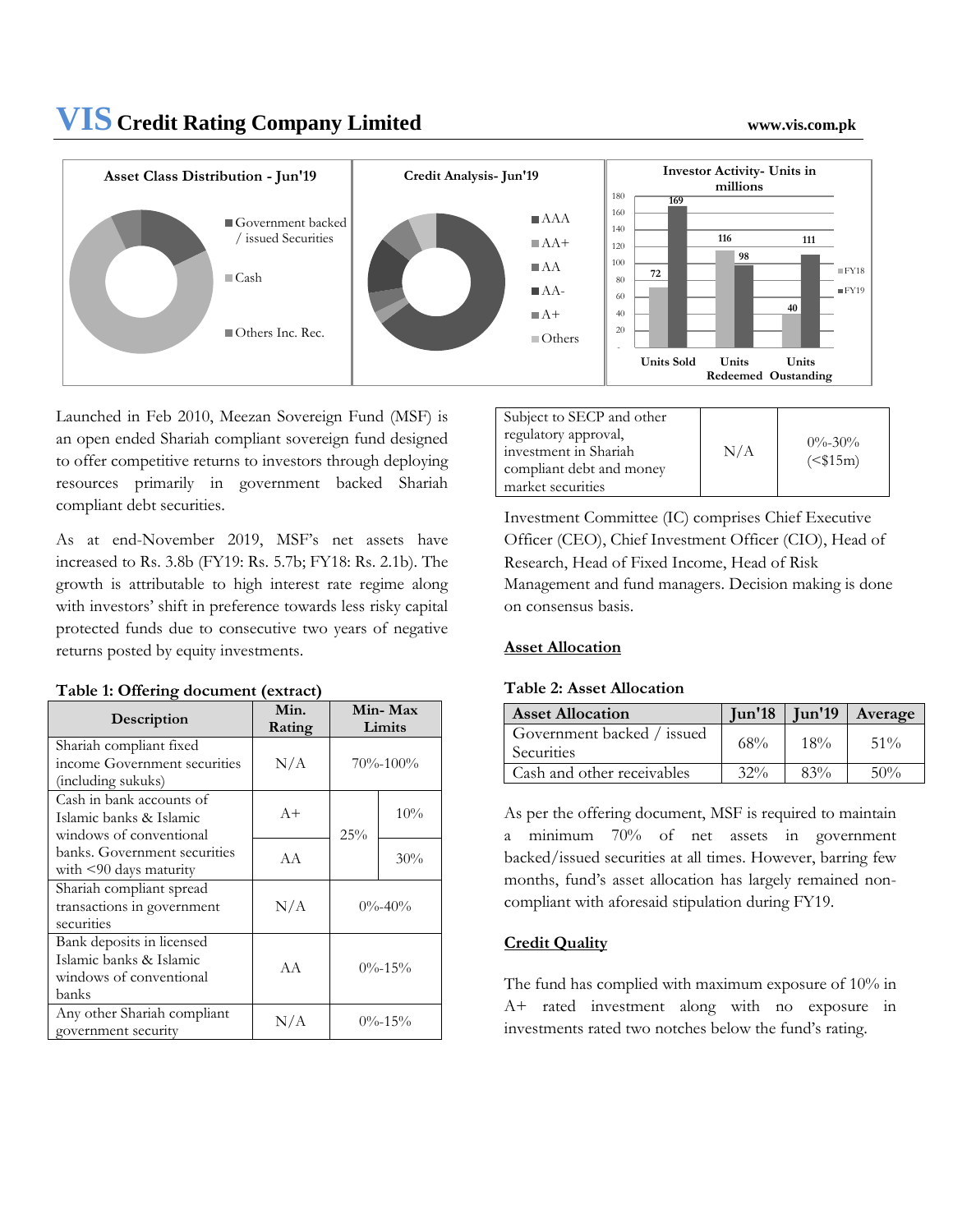**Asset Class Distribution - Jun'19**

- Government backed / issued Securities
- Cash
- Others Inc. Rec.

**Credit Analysis- Jun'19**

- AAA
- AA+
- AA
- AA-
- A+
- Others

**Investor Activity- Units in millions**

| | FY18 | FY19 |
|---|---|---|
| Units Sold | 72 | 169 |
| Units Redeemed | 116 | 98 |
| Units Oustanding | 40 | 111 |

Launched in Feb 2010, Meezan Sovereign Fund (MSF) is an open ended Shariah compliant sovereign fund designed to offer competitive returns to investors through deploying resources primarily in government backed Shariah compliant debt securities.

As at end-November 2019, MSF's net assets have increased to Rs. 3.8b (FY19: Rs. 5.7b; FY18: Rs. 2.1b). The growth is attributable to high interest rate regime along with investors' shift in preference towards less risky capital protected funds due to consecutive two years of negative returns posted by equity investments.

**Table 1: Offering document (extract)**

| Description | Min. Rating | Min- Max Limits | |
|---|---|---|---|
| Shariah compliant fixed income Government securities (including sukuks) | N/A | 70%-100% | |
| Cash in bank accounts of Islamic banks & Islamic windows of conventional banks. Government securities with <90 days maturity | A+ | 25% | 10% |
| | AA | | 30% |
| Shariah compliant spread transactions in government securities | N/A | 0%-40% | |
| Bank deposits in licensed Islamic banks & Islamic windows of conventional banks | AA | 0%-15% | |
| Any other Shariah compliant government security | N/A | 0%-15% | |
| Subject to SECP and other regulatory approval, investment in Shariah compliant debt and money market securities | N/A | 0%-30% (<$15m) | |

Investment Committee (IC) comprises Chief Executive Officer (CEO), Chief Investment Officer (CIO), Head of Research, Head of Fixed Income, Head of Risk Management and fund managers. Decision making is done on consensus basis.

## Asset Allocation

**Table 2: Asset Allocation**

| Asset Allocation | Jun'18 | Jun'19 | Average |
|---|---|---|---|
| Government backed / issued Securities | 68% | 18% | 51% |
| Cash and other receivables | 32% | 83% | 50% |

As per the offering document, MSF is required to maintain a minimum 70% of net assets in government backed/issued securities at all times. However, barring few months, fund's asset allocation has largely remained non-compliant with aforesaid stipulation during FY19.

## Credit Quality

The fund has complied with maximum exposure of 10% in A+ rated investment along with no exposure in investments rated two notches below the fund's rating.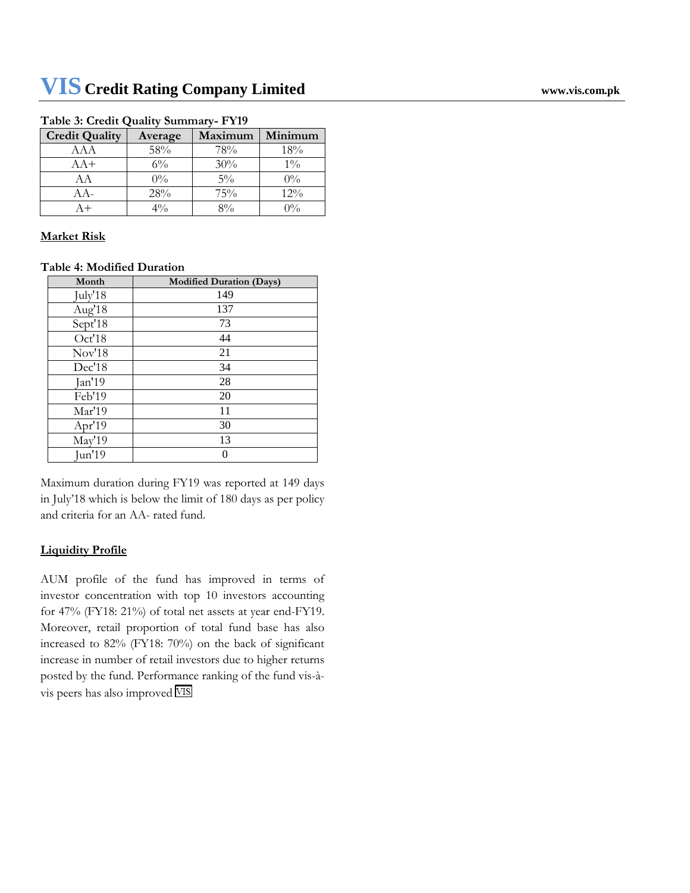**Table 3: Credit Quality Summary- FY19**

| Credit Quality | Average | Maximum | Minimum |
|---|---|---|---|
| AAA | 58% | 78% | 18% |
| AA+ | 6% | 30% | 1% |
| AA | 0% | 5% | 0% |
| AA- | 28% | 75% | 12% |
| A+ | 4% | 8% | 0% |

**Market Risk**

**Table 4: Modified Duration**

| Month | Modified Duration (Days) |
|---|---|
| July'18 | 149 |
| Aug'18 | 137 |
| Sept'18 | 73 |
| Oct'18 | 44 |
| Nov'18 | 21 |
| Dec'18 | 34 |
| Jan'19 | 28 |
| Feb'19 | 20 |
| Mar'19 | 11 |
| Apr'19 | 30 |
| May'19 | 13 |
| Jun'19 | 0 |

Maximum duration during FY19 was reported at 149 days in July'18 which is below the limit of 180 days as per policy and criteria for an AA- rated fund.

**Liquidity Profile**

AUM profile of the fund has improved in terms of investor concentration with top 10 investors accounting for 47% (FY18: 21%) of total net assets at year end-FY19. Moreover, retail proportion of total fund base has also increased to 82% (FY18: 70%) on the back of significant increase in number of retail investors due to higher returns posted by the fund. Performance ranking of the fund vis-à-vis peers has also improved VIS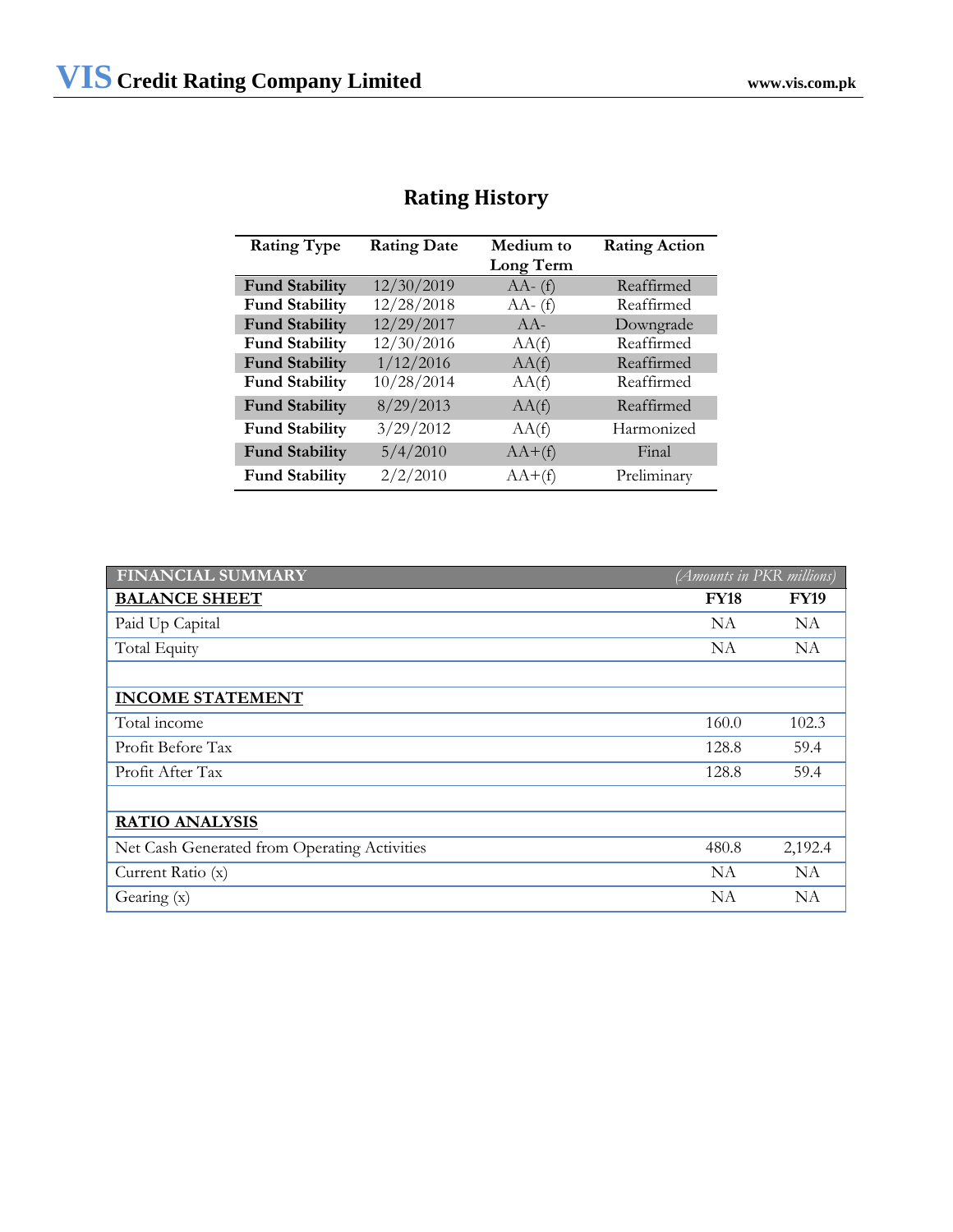## Rating History

| Rating Type | Rating Date | Medium to Long Term | Rating Action |
|---|---|---|---|
| **Fund Stability** | 12/30/2019 | AA- (f) | Reaffirmed |
| **Fund Stability** | 12/28/2018 | AA- (f) | Reaffirmed |
| **Fund Stability** | 12/29/2017 | AA- | Downgrade |
| **Fund Stability** | 12/30/2016 | AA(f) | Reaffirmed |
| **Fund Stability** | 1/12/2016 | AA(f) | Reaffirmed |
| **Fund Stability** | 10/28/2014 | AA(f) | Reaffirmed |
| **Fund Stability** | 8/29/2013 | AA(f) | Reaffirmed |
| **Fund Stability** | 3/29/2012 | AA(f) | Harmonized |
| **Fund Stability** | 5/4/2010 | AA+(f) | Final |
| **Fund Stability** | 2/2/2010 | AA+(f) | Preliminary |

| FINANCIAL SUMMARY | *(Amounts in PKR millions)* | |
|---|---|---|
| **BALANCE SHEET** | **FY18** | **FY19** |
| Paid Up Capital | NA | NA |
| Total Equity | NA | NA |
| | | |
| **INCOME STATEMENT** | | |
| Total income | 160.0 | 102.3 |
| Profit Before Tax | 128.8 | 59.4 |
| Profit After Tax | 128.8 | 59.4 |
| | | |
| **RATIO ANALYSIS** | | |
| Net Cash Generated from Operating Activities | 480.8 | 2,192.4 |
| Current Ratio (x) | NA | NA |
| Gearing (x) | NA | NA |